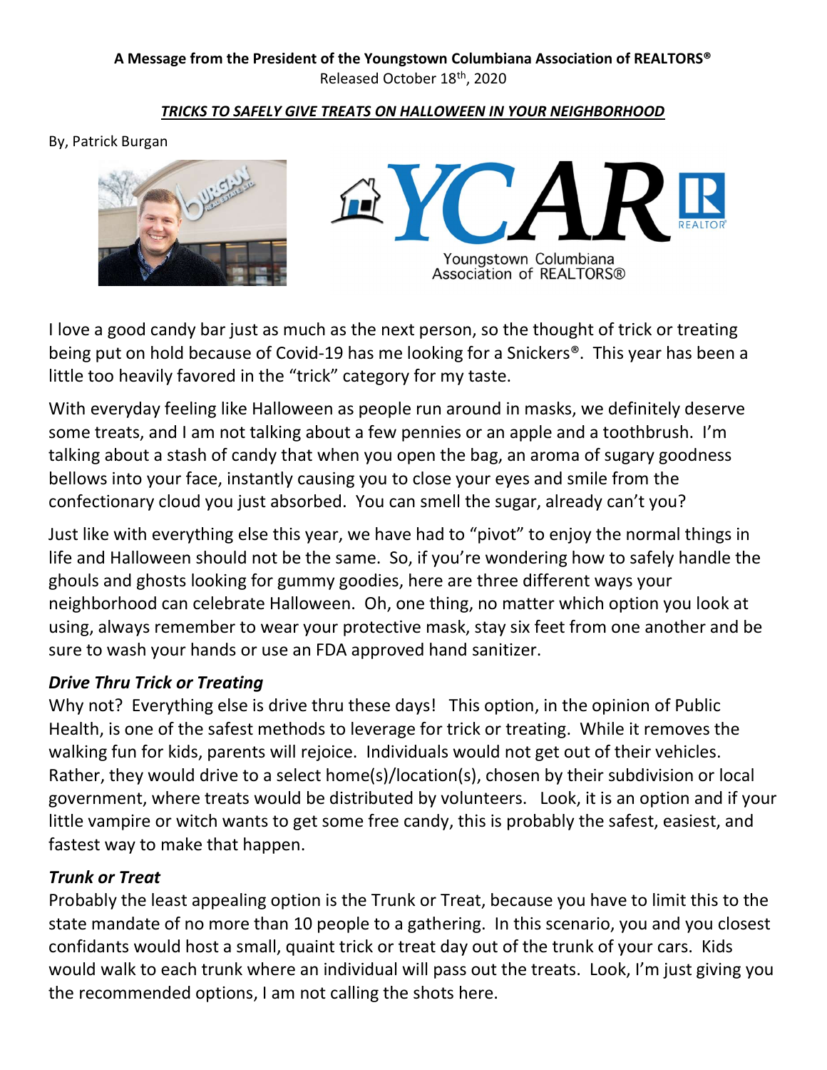**A Message from the President of the Youngstown Columbiana Association of REALTORS®**
Released October 18th, 2020

***TRICKS TO SAFELY GIVE TREATS ON HALLOWEEN IN YOUR NEIGHBORHOOD***

By, Patrick Burgan

I love a good candy bar just as much as the next person, so the thought of trick or treating being put on hold because of Covid-19 has me looking for a Snickers®. This year has been a little too heavily favored in the "trick" category for my taste.

With everyday feeling like Halloween as people run around in masks, we definitely deserve some treats, and I am not talking about a few pennies or an apple and a toothbrush. I'm talking about a stash of candy that when you open the bag, an aroma of sugary goodness bellows into your face, instantly causing you to close your eyes and smile from the confectionary cloud you just absorbed. You can smell the sugar, already can't you?

Just like with everything else this year, we have had to "pivot" to enjoy the normal things in life and Halloween should not be the same. So, if you're wondering how to safely handle the ghouls and ghosts looking for gummy goodies, here are three different ways your neighborhood can celebrate Halloween. Oh, one thing, no matter which option you look at using, always remember to wear your protective mask, stay six feet from one another and be sure to wash your hands or use an FDA approved hand sanitizer.

***Drive Thru Trick or Treating***

Why not? Everything else is drive thru these days! This option, in the opinion of Public Health, is one of the safest methods to leverage for trick or treating. While it removes the walking fun for kids, parents will rejoice. Individuals would not get out of their vehicles. Rather, they would drive to a select home(s)/location(s), chosen by their subdivision or local government, where treats would be distributed by volunteers. Look, it is an option and if your little vampire or witch wants to get some free candy, this is probably the safest, easiest, and fastest way to make that happen.

***Trunk or Treat***

Probably the least appealing option is the Trunk or Treat, because you have to limit this to the state mandate of no more than 10 people to a gathering. In this scenario, you and you closest confidants would host a small, quaint trick or treat day out of the trunk of your cars. Kids would walk to each trunk where an individual will pass out the treats. Look, I'm just giving you the recommended options, I am not calling the shots here.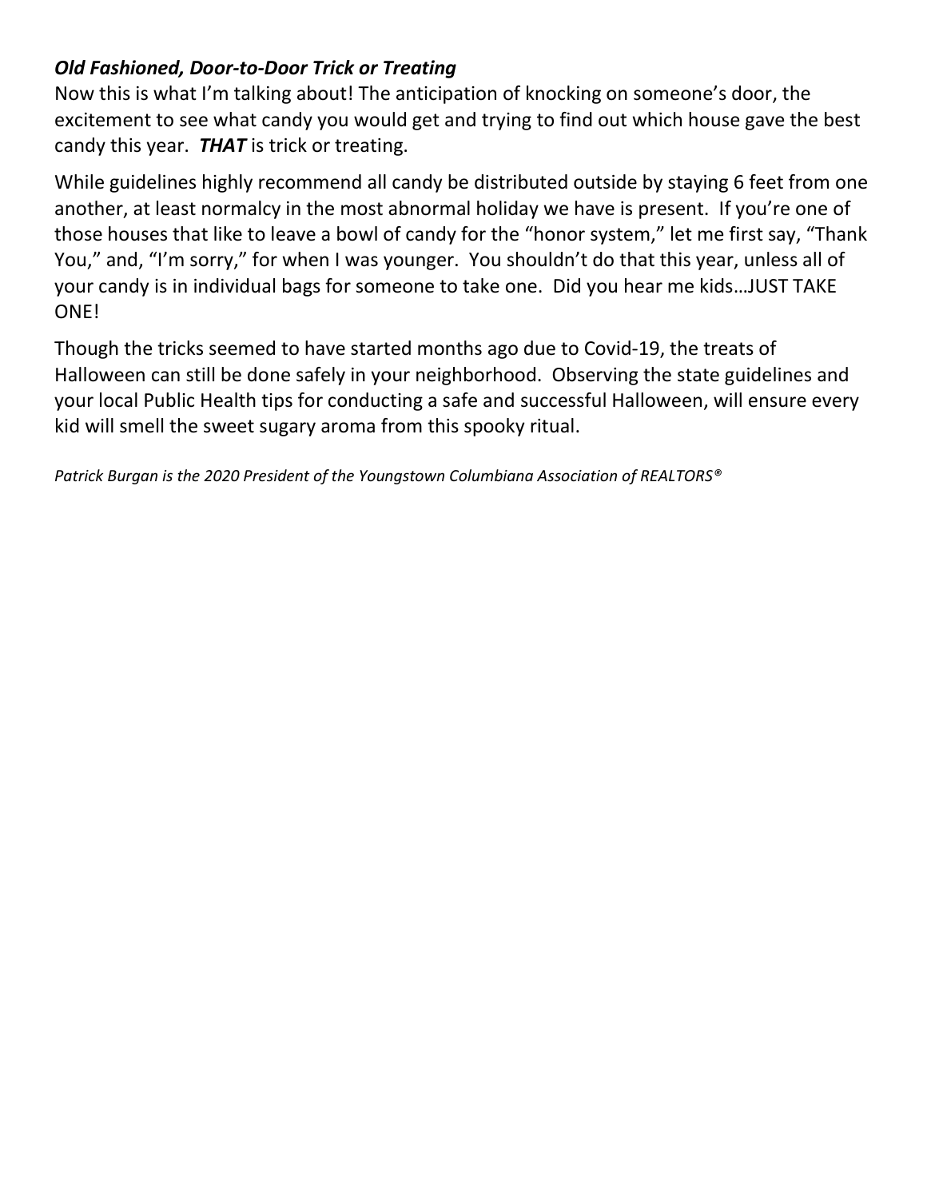***Old Fashioned, Door-to-Door Trick or Treating***

Now this is what I'm talking about! The anticipation of knocking on someone's door, the excitement to see what candy you would get and trying to find out which house gave the best candy this year. ***THAT*** is trick or treating.

While guidelines highly recommend all candy be distributed outside by staying 6 feet from one another, at least normalcy in the most abnormal holiday we have is present. If you're one of those houses that like to leave a bowl of candy for the "honor system," let me first say, "Thank You," and, "I'm sorry," for when I was younger. You shouldn't do that this year, unless all of your candy is in individual bags for someone to take one. Did you hear me kids…JUST TAKE ONE!

Though the tricks seemed to have started months ago due to Covid-19, the treats of Halloween can still be done safely in your neighborhood. Observing the state guidelines and your local Public Health tips for conducting a safe and successful Halloween, will ensure every kid will smell the sweet sugary aroma from this spooky ritual.

*Patrick Burgan is the 2020 President of the Youngstown Columbiana Association of REALTORS®*